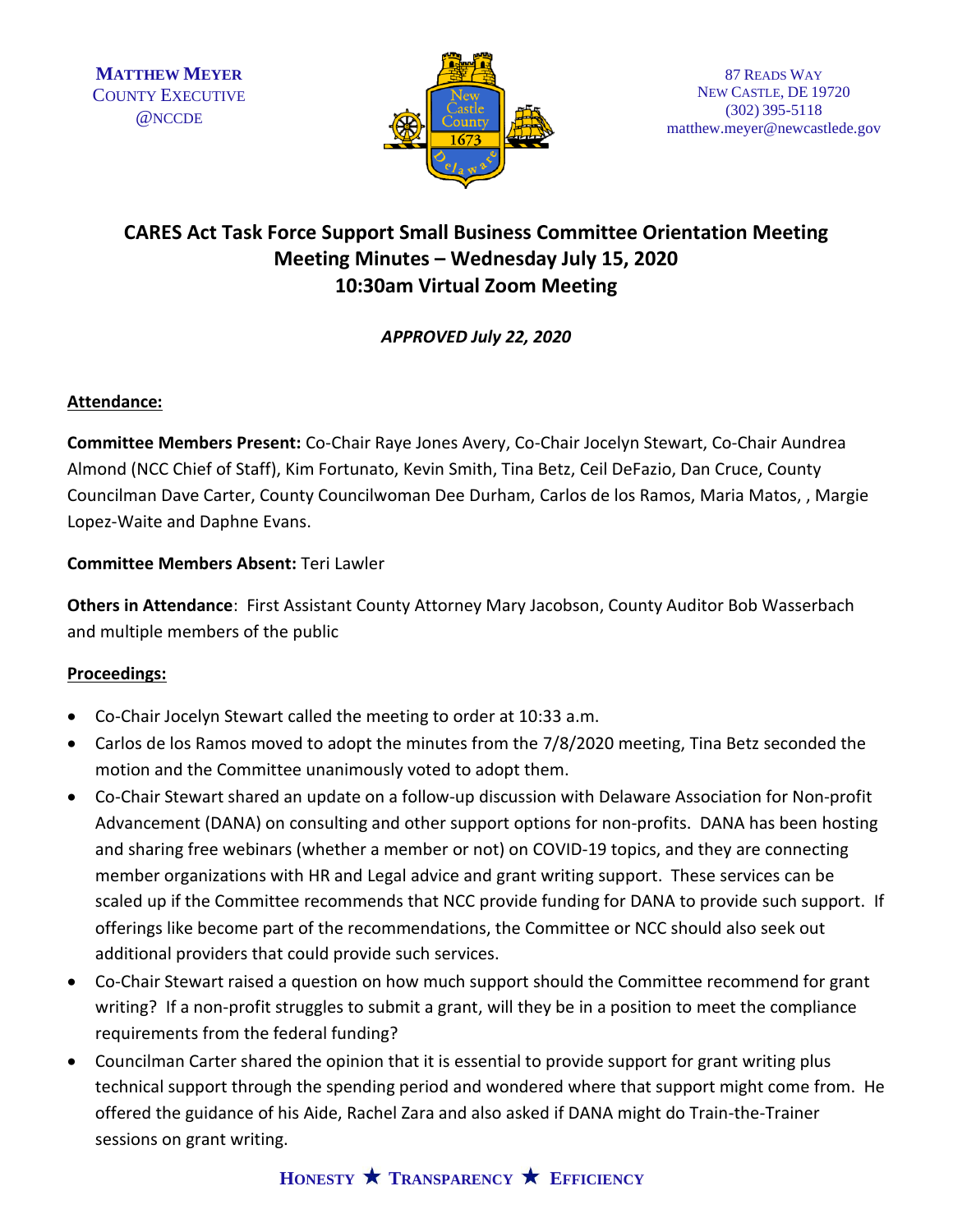MATTHEW MEYER
COUNTY EXECUTIVE
@NCCDE

87 READS WAY
NEW CASTLE, DE 19720
(302) 395-5118
matthew.meyer@newcastlede.gov

# CARES Act Task Force Support Small Business Committee Orientation Meeting
## Meeting Minutes – Wednesday July 15, 2020
## 10:30am Virtual Zoom Meeting

***APPROVED July 22, 2020***

**Attendance:**

**Committee Members Present:** Co-Chair Raye Jones Avery, Co-Chair Jocelyn Stewart, Co-Chair Aundrea Almond (NCC Chief of Staff), Kim Fortunato, Kevin Smith, Tina Betz, Ceil DeFazio, Dan Cruce, County Councilman Dave Carter, County Councilwoman Dee Durham, Carlos de los Ramos, Maria Matos, , Margie Lopez-Waite and Daphne Evans.

**Committee Members Absent:** Teri Lawler

**Others in Attendance**: First Assistant County Attorney Mary Jacobson, County Auditor Bob Wasserbach and multiple members of the public

**Proceedings:**

- Co-Chair Jocelyn Stewart called the meeting to order at 10:33 a.m.
- Carlos de los Ramos moved to adopt the minutes from the 7/8/2020 meeting, Tina Betz seconded the motion and the Committee unanimously voted to adopt them.
- Co-Chair Stewart shared an update on a follow-up discussion with Delaware Association for Non-profit Advancement (DANA) on consulting and other support options for non-profits. DANA has been hosting and sharing free webinars (whether a member or not) on COVID-19 topics, and they are connecting member organizations with HR and Legal advice and grant writing support. These services can be scaled up if the Committee recommends that NCC provide funding for DANA to provide such support. If offerings like become part of the recommendations, the Committee or NCC should also seek out additional providers that could provide such services.
- Co-Chair Stewart raised a question on how much support should the Committee recommend for grant writing? If a non-profit struggles to submit a grant, will they be in a position to meet the compliance requirements from the federal funding?
- Councilman Carter shared the opinion that it is essential to provide support for grant writing plus technical support through the spending period and wondered where that support might come from. He offered the guidance of his Aide, Rachel Zara and also asked if DANA might do Train-the-Trainer sessions on grant writing.

HONESTY ★ TRANSPARENCY ★ EFFICIENCY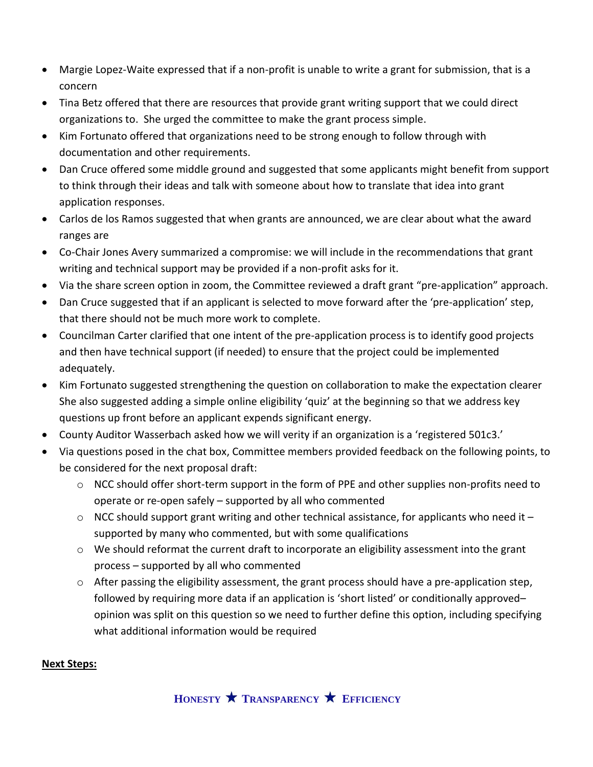- Margie Lopez-Waite expressed that if a non-profit is unable to write a grant for submission, that is a concern
- Tina Betz offered that there are resources that provide grant writing support that we could direct organizations to. She urged the committee to make the grant process simple.
- Kim Fortunato offered that organizations need to be strong enough to follow through with documentation and other requirements.
- Dan Cruce offered some middle ground and suggested that some applicants might benefit from support to think through their ideas and talk with someone about how to translate that idea into grant application responses.
- Carlos de los Ramos suggested that when grants are announced, we are clear about what the award ranges are
- Co-Chair Jones Avery summarized a compromise: we will include in the recommendations that grant writing and technical support may be provided if a non-profit asks for it.
- Via the share screen option in zoom, the Committee reviewed a draft grant "pre-application" approach.
- Dan Cruce suggested that if an applicant is selected to move forward after the 'pre-application' step, that there should not be much more work to complete.
- Councilman Carter clarified that one intent of the pre-application process is to identify good projects and then have technical support (if needed) to ensure that the project could be implemented adequately.
- Kim Fortunato suggested strengthening the question on collaboration to make the expectation clearer She also suggested adding a simple online eligibility 'quiz' at the beginning so that we address key questions up front before an applicant expends significant energy.
- County Auditor Wasserbach asked how we will verity if an organization is a 'registered 501c3.'
- Via questions posed in the chat box, Committee members provided feedback on the following points, to be considered for the next proposal draft:
  - NCC should offer short-term support in the form of PPE and other supplies non-profits need to operate or re-open safely – supported by all who commented
  - NCC should support grant writing and other technical assistance, for applicants who need it – supported by many who commented, but with some qualifications
  - We should reformat the current draft to incorporate an eligibility assessment into the grant process – supported by all who commented
  - After passing the eligibility assessment, the grant process should have a pre-application step, followed by requiring more data if an application is 'short listed' or conditionally approved– opinion was split on this question so we need to further define this option, including specifying what additional information would be required

**Next Steps:**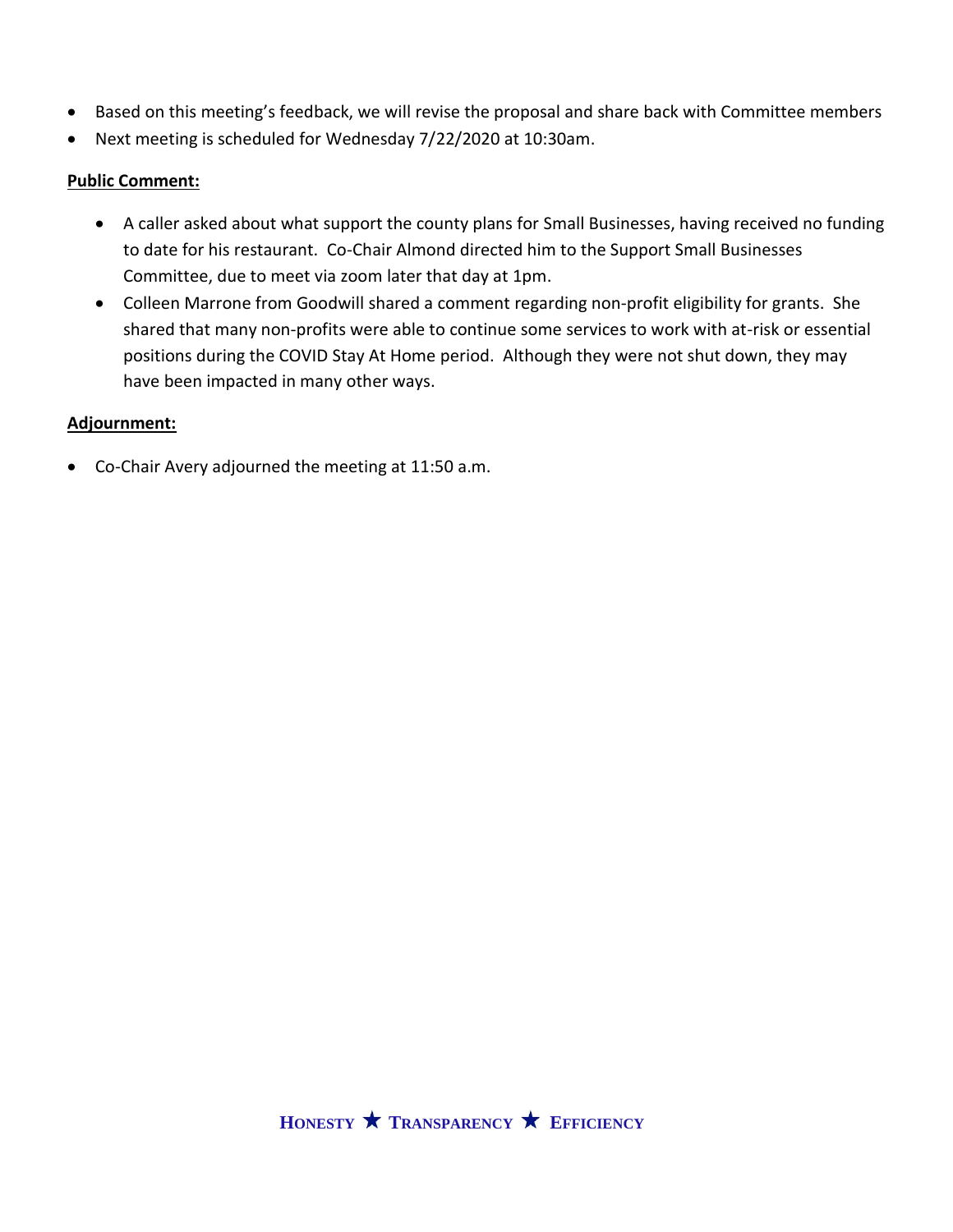- Based on this meeting's feedback, we will revise the proposal and share back with Committee members
- Next meeting is scheduled for Wednesday 7/22/2020 at 10:30am.

**Public Comment:**

- A caller asked about what support the county plans for Small Businesses, having received no funding to date for his restaurant. Co-Chair Almond directed him to the Support Small Businesses Committee, due to meet via zoom later that day at 1pm.
- Colleen Marrone from Goodwill shared a comment regarding non-profit eligibility for grants. She shared that many non-profits were able to continue some services to work with at-risk or essential positions during the COVID Stay At Home period. Although they were not shut down, they may have been impacted in many other ways.

**Adjournment:**

- Co-Chair Avery adjourned the meeting at 11:50 a.m.